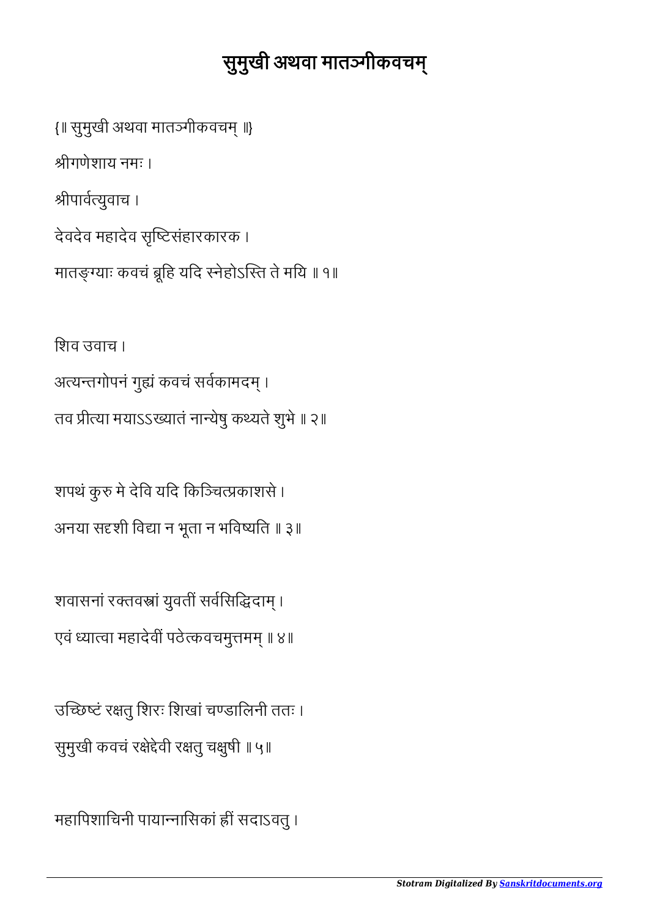# सुमुखी अथवा मातङ्गीकवचम्

{॥ सुमुखी अथवा मातङ्गीकवचम् ॥}

श्रीगणेशाय नमः ।

श्रीपार्वत्युवाच ।

देवदेव महादेव सृष्टिसंहारकारक ।

मातङ्ग्याः कवचं ब्रूहि यदि स्नेहोऽस्ति ते मयि ॥ १॥

शिव उवाच ।

अत्यन्तगोपनं गुह्यं कवचं सर्वकामदम् ।

तव प्रीत्या मयाऽऽख्यातं नान्येषु कथ्यते शुभे ॥ २॥

शपथं कुरु मे देवि यदि किञ्चित्प्रकाशसे ।

अनया सदृशी विद्या न भूता न भविष्यति ॥ ३॥

शवासनां रक्तवस्त्रां युवतीं सर्वसिद्धिदाम् ।

एवं ध्यात्वा महादेवीं पठेत्कवचमुत्तमम् ॥ ४॥

उच्छिष्टं रक्षतु शिरः शिखां चण्डालिनी ततः ।

सुमुखी कवचं रक्षेद्देवी रक्षतु चक्षुषी ॥ ५॥

महापिशाचिनी पायान्नासिकां ह्रीं सदाऽवतु ।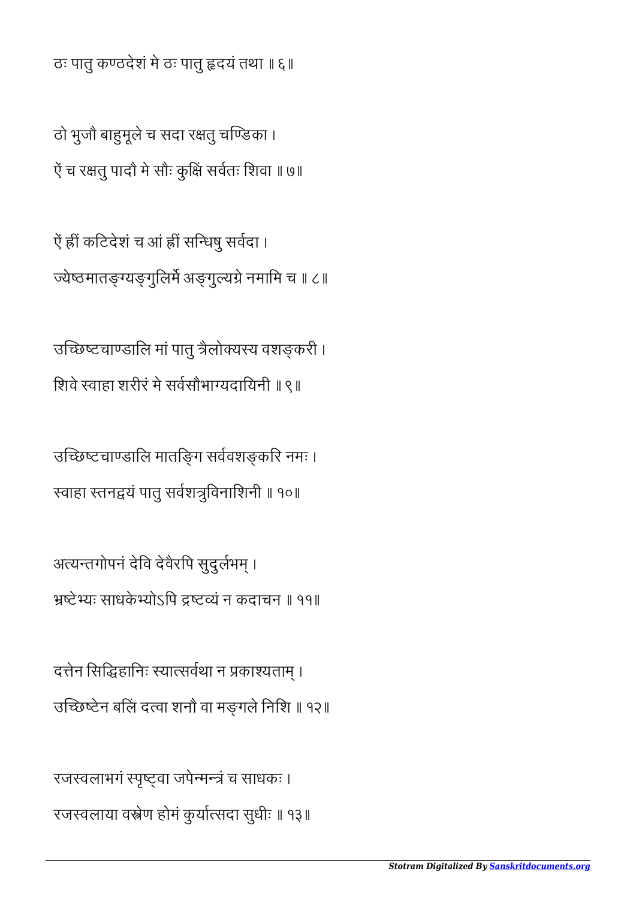ठः पातु कण्ठदेशं मे ठः पातु हृदयं तथा ॥ ६॥

ठो भुजौ बाहुमूले च सदा रक्षतु चण्डिका ।
ऐं च रक्षतु पादौ मे सौः कुक्षिं सर्वतः शिवा ॥ ७॥

ऐं ह्रीं कटिदेशं च आं ह्रीं सन्धिषु सर्वदा ।
ज्येष्ठमातङ्ग्यङ्गुलिर्मे अङ्गुल्यग्रे नमामि च ॥ ८॥

उच्छिष्टचाण्डालि मां पातु त्रैलोक्यस्य वशङ्करी ।
शिवे स्वाहा शरीरं मे सर्वसौभाग्यदायिनी ॥ ९॥

उच्छिष्टचाण्डालि मातङ्गि सर्ववशङ्करि नमः ।
स्वाहा स्तनद्वयं पातु सर्वशत्रुविनाशिनी ॥ १०॥

अत्यन्तगोपनं देवि देवैरपि सुदुर्लभम् ।
भ्रष्टेभ्यः साधकेभ्योऽपि द्रष्टव्यं न कदाचन ॥ ११॥

दत्तेन सिद्धिहानिः स्यात्सर्वथा न प्रकाश्यताम् ।
उच्छिष्टेन बलिं दत्वा शनौ वा मङ्गले निशि ॥ १२॥

रजस्वलाभगं स्पृष्ट्वा जपेन्मन्त्रं च साधकः ।
रजस्वलाया वस्त्रेण होमं कुर्यात्सदा सुधीः ॥ १३॥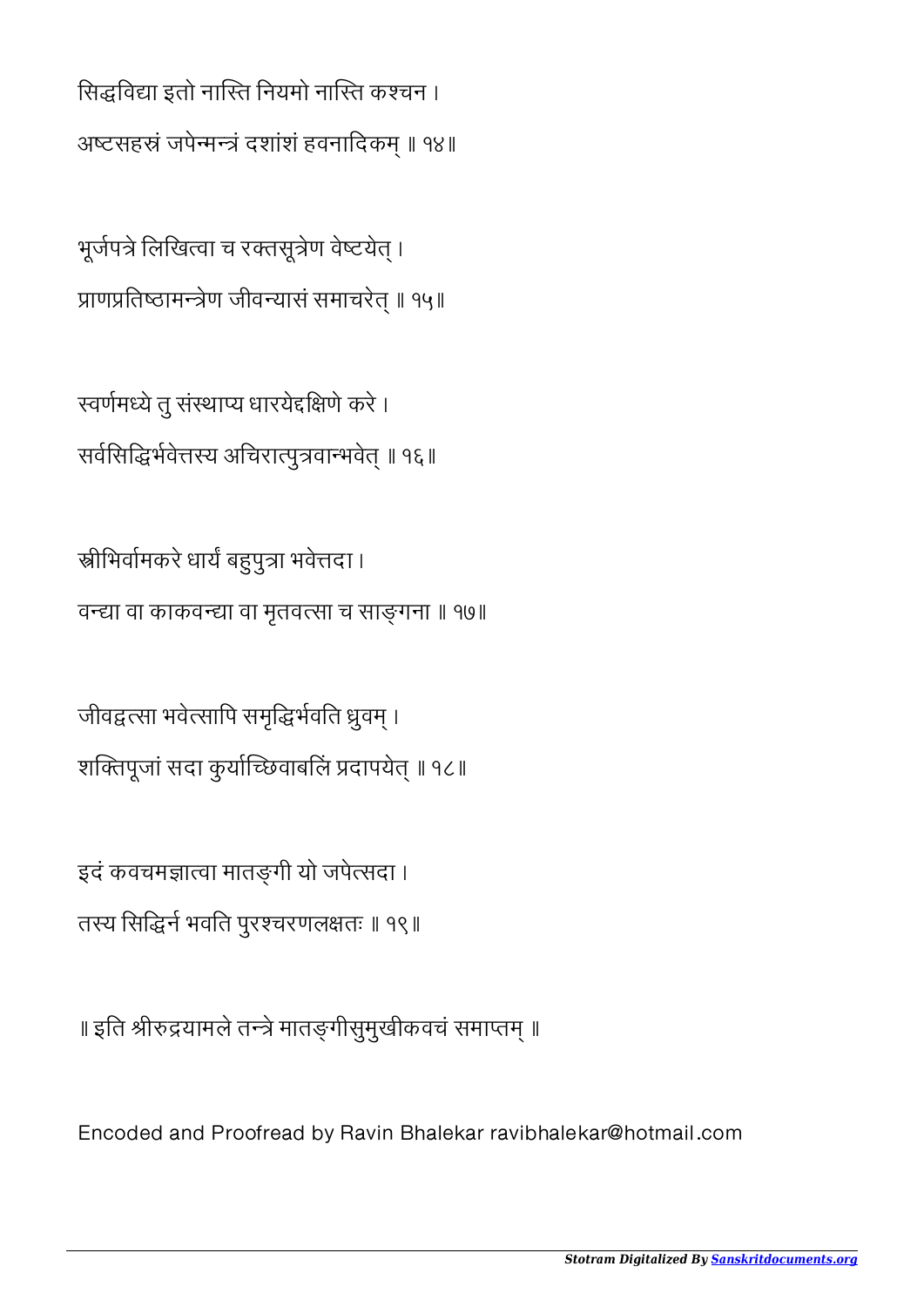सिद्धविद्या इतो नास्ति नियमो नास्ति कश्चन ।
अष्टसहस्रं जपेन्मन्त्रं दशांशं हवनादिकम् ॥ १४॥

भूर्जपत्रे लिखित्वा च रक्तसूत्रेण वेष्टयेत् ।
प्राणप्रतिष्ठामन्त्रेण जीवन्यासं समाचरेत् ॥ १५॥

स्वर्णमध्ये तु संस्थाप्य धारयेद्दक्षिणे करे ।
सर्वसिद्धिर्भवेत्तस्य अचिरात्पुत्रवान्भवेत् ॥ १६॥

स्त्रीभिर्वामकरे धार्यं बहुपुत्रा भवेत्तदा ।
वन्ध्या वा काकवन्ध्या वा मृतवत्सा च साङ्गना ॥ १७॥

जीवद्वत्सा भवेत्सापि समृद्धिर्भवति ध्रुवम् ।
शक्तिपूजां सदा कुर्याच्छिवाबलिं प्रदापयेत् ॥ १८॥

इदं कवचमज्ञात्वा मातङ्गी यो जपेत्सदा ।
तस्य सिद्धिर्न भवति पुरश्चरणलक्षतः ॥ १९॥

॥ इति श्रीरुद्रयामले तन्त्रे मातङ्गीसुमुखीकवचं समाप्तम् ॥

Encoded and Proofread by Ravin Bhalekar ravibhalekar@hotmail.com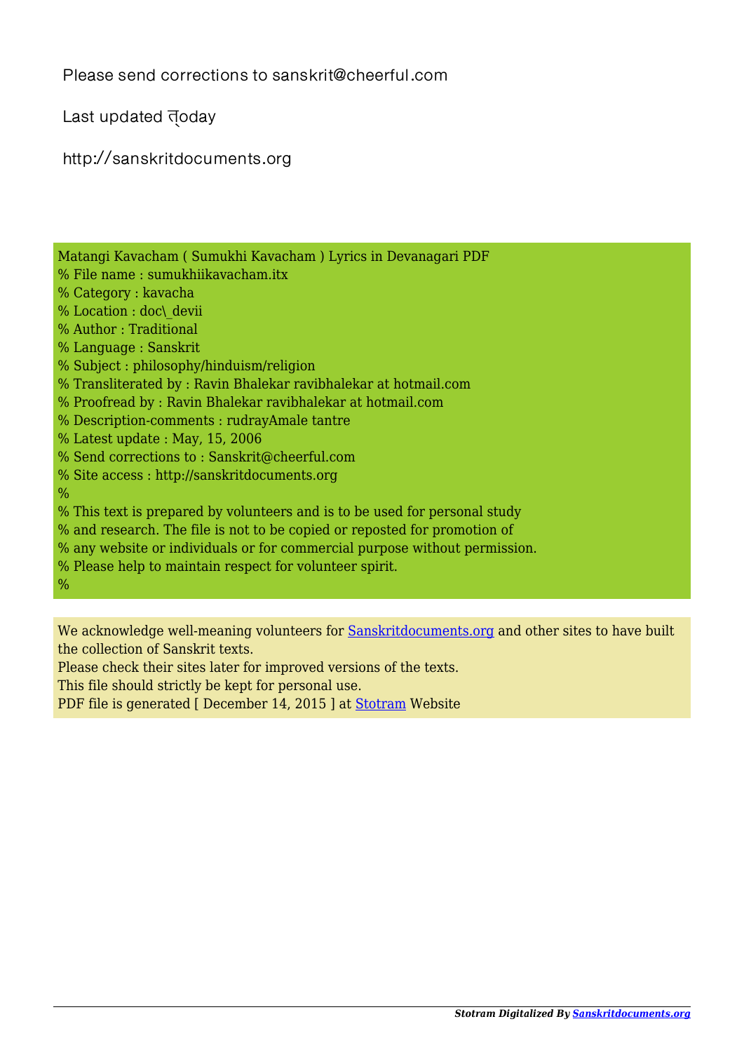Please send corrections to sanskrit@cheerful.com

Last updated त्oday

http://sanskritdocuments.org

Matangi Kavacham ( Sumukhi Kavacham ) Lyrics in Devanagari PDF
% File name : sumukhiikavacham.itx
% Category : kavacha
% Location : doc\_devii
% Author : Traditional
% Language : Sanskrit
% Subject : philosophy/hinduism/religion
% Transliterated by : Ravin Bhalekar ravibhalekar at hotmail.com
% Proofread by : Ravin Bhalekar ravibhalekar at hotmail.com
% Description-comments : rudrayAmale tantre
% Latest update : May, 15, 2006
% Send corrections to : Sanskrit@cheerful.com
% Site access : http://sanskritdocuments.org
%
% This text is prepared by volunteers and is to be used for personal study
% and research. The file is not to be copied or reposted for promotion of
% any website or individuals or for commercial purpose without permission.
% Please help to maintain respect for volunteer spirit.
%

We acknowledge well-meaning volunteers for Sanskritdocuments.org and other sites to have built the collection of Sanskrit texts.
Please check their sites later for improved versions of the texts.
This file should strictly be kept for personal use.
PDF file is generated [ December 14, 2015 ] at Stotram Website